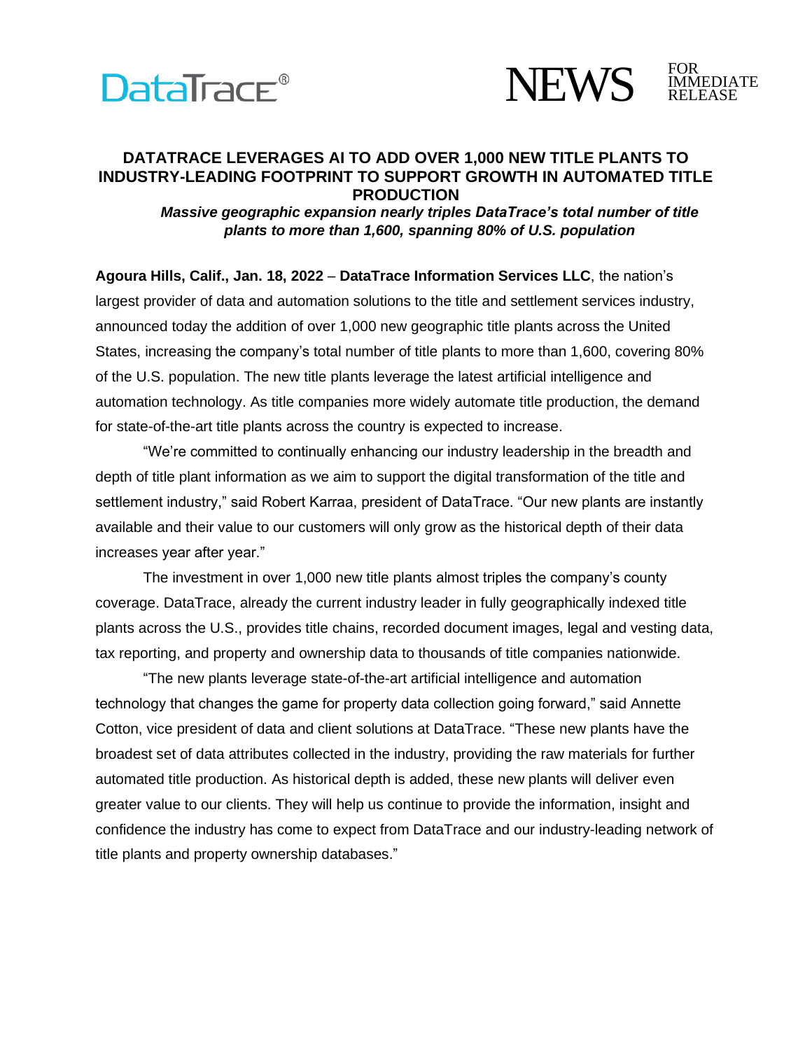DataTrace®

NEWS FOR IMMEDIATE RELEASE

# DATATRACE LEVERAGES AI TO ADD OVER 1,000 NEW TITLE PLANTS TO INDUSTRY-LEADING FOOTPRINT TO SUPPORT GROWTH IN AUTOMATED TITLE PRODUCTION

***Massive geographic expansion nearly triples DataTrace's total number of title plants to more than 1,600, spanning 80% of U.S. population***

**Agoura Hills, Calif., Jan. 18, 2022** – **DataTrace Information Services LLC**, the nation's largest provider of data and automation solutions to the title and settlement services industry, announced today the addition of over 1,000 new geographic title plants across the United States, increasing the company's total number of title plants to more than 1,600, covering 80% of the U.S. population. The new title plants leverage the latest artificial intelligence and automation technology. As title companies more widely automate title production, the demand for state-of-the-art title plants across the country is expected to increase.

"We're committed to continually enhancing our industry leadership in the breadth and depth of title plant information as we aim to support the digital transformation of the title and settlement industry," said Robert Karraa, president of DataTrace. "Our new plants are instantly available and their value to our customers will only grow as the historical depth of their data increases year after year."

The investment in over 1,000 new title plants almost triples the company's county coverage. DataTrace, already the current industry leader in fully geographically indexed title plants across the U.S., provides title chains, recorded document images, legal and vesting data, tax reporting, and property and ownership data to thousands of title companies nationwide.

"The new plants leverage state-of-the-art artificial intelligence and automation technology that changes the game for property data collection going forward," said Annette Cotton, vice president of data and client solutions at DataTrace. "These new plants have the broadest set of data attributes collected in the industry, providing the raw materials for further automated title production. As historical depth is added, these new plants will deliver even greater value to our clients. They will help us continue to provide the information, insight and confidence the industry has come to expect from DataTrace and our industry-leading network of title plants and property ownership databases."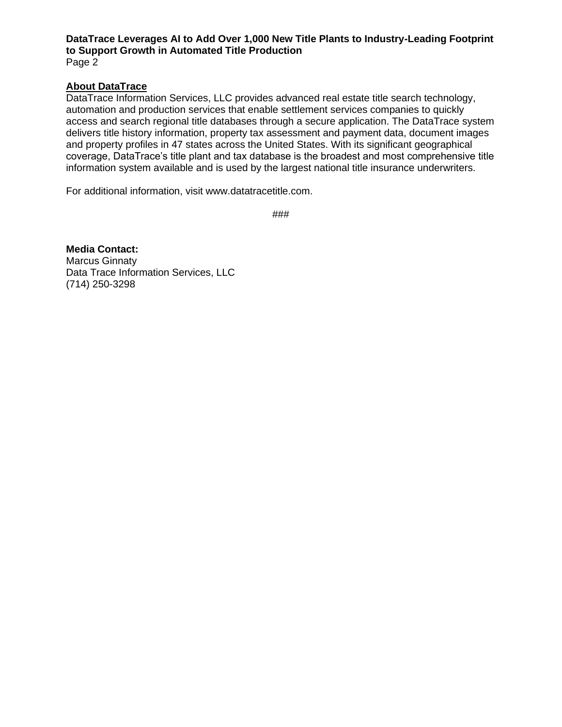## About DataTrace

DataTrace Information Services, LLC provides advanced real estate title search technology, automation and production services that enable settlement services companies to quickly access and search regional title databases through a secure application. The DataTrace system delivers title history information, property tax assessment and payment data, document images and property profiles in 47 states across the United States. With its significant geographical coverage, DataTrace's title plant and tax database is the broadest and most comprehensive title information system available and is used by the largest national title insurance underwriters.

For additional information, visit www.datatracetitle.com.

###

**Media Contact:**
Marcus Ginnaty
Data Trace Information Services, LLC
(714) 250-3298